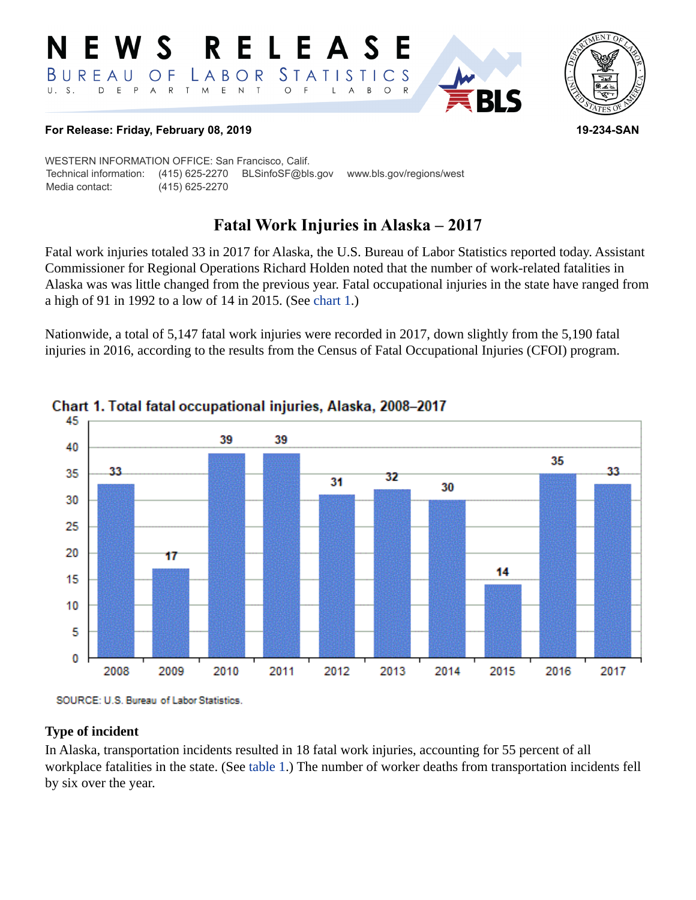# NEWS RELEASE

BUREAU OF LABOR STATISTICS

U. S. DEPARTMENT OF LABOR

**For Release: Friday, February 08, 2019** **19-234-SAN**

WESTERN INFORMATION OFFICE: San Francisco, Calif.
Technical information: (415) 625-2270 BLSinfoSF@bls.gov www.bls.gov/regions/west
Media contact: (415) 625-2270

## Fatal Work Injuries in Alaska – 2017

Fatal work injuries totaled 33 in 2017 for Alaska, the U.S. Bureau of Labor Statistics reported today. Assistant Commissioner for Regional Operations Richard Holden noted that the number of work-related fatalities in Alaska was was little changed from the previous year. Fatal occupational injuries in the state have ranged from a high of 91 in 1992 to a low of 14 in 2015. (See chart 1.)

Nationwide, a total of 5,147 fatal work injuries were recorded in 2017, down slightly from the 5,190 fatal injuries in 2016, according to the results from the Census of Fatal Occupational Injuries (CFOI) program.

**Chart 1. Total fatal occupational injuries, Alaska, 2008–2017**

| Year | Fatal injuries |
|---|---|
| 2008 | 33 |
| 2009 | 17 |
| 2010 | 39 |
| 2011 | 39 |
| 2012 | 31 |
| 2013 | 32 |
| 2014 | 30 |
| 2015 | 14 |
| 2016 | 35 |
| 2017 | 33 |

SOURCE: U.S. Bureau of Labor Statistics.

### Type of incident

In Alaska, transportation incidents resulted in 18 fatal work injuries, accounting for 55 percent of all workplace fatalities in the state. (See table 1.) The number of worker deaths from transportation incidents fell by six over the year.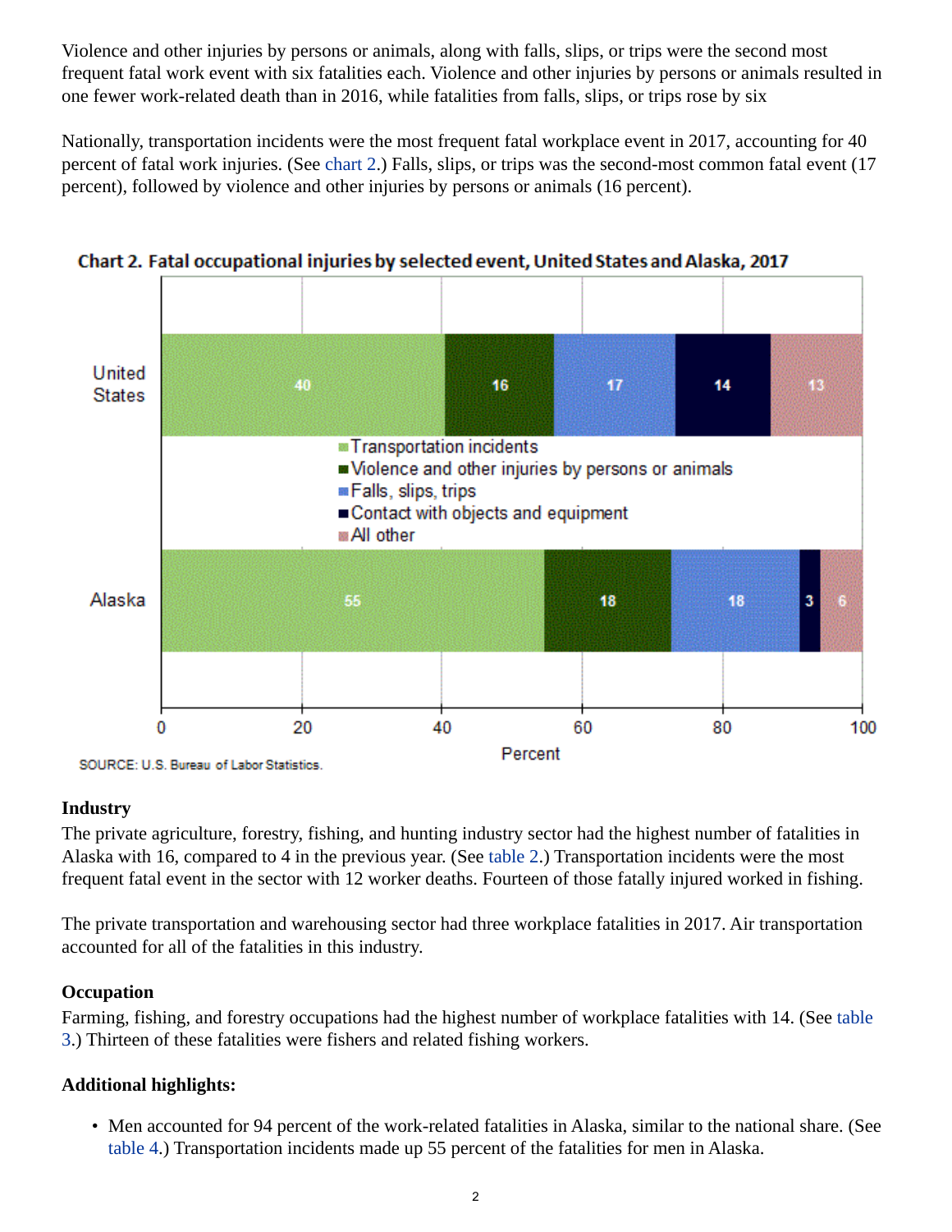Violence and other injuries by persons or animals, along with falls, slips, or trips were the second most frequent fatal work event with six fatalities each. Violence and other injuries by persons or animals resulted in one fewer work-related death than in 2016, while fatalities from falls, slips, or trips rose by six

Nationally, transportation incidents were the most frequent fatal workplace event in 2017, accounting for 40 percent of fatal work injuries. (See chart 2.) Falls, slips, or trips was the second-most common fatal event (17 percent), followed by violence and other injuries by persons or animals (16 percent).

**Chart 2. Fatal occupational injuries by selected event, United States and Alaska, 2017**

| | Transportation incidents | Violence and other injuries by persons or animals | Falls, slips, trips | Contact with objects and equipment | All other |
|---|---|---|---|---|---|
| United States | 40 | 16 | 17 | 14 | 13 |
| Alaska | 55 | 18 | 18 | 3 | 6 |

Percent

SOURCE: U.S. Bureau of Labor Statistics.

### Industry

The private agriculture, forestry, fishing, and hunting industry sector had the highest number of fatalities in Alaska with 16, compared to 4 in the previous year. (See table 2.) Transportation incidents were the most frequent fatal event in the sector with 12 worker deaths. Fourteen of those fatally injured worked in fishing.

The private transportation and warehousing sector had three workplace fatalities in 2017. Air transportation accounted for all of the fatalities in this industry.

### Occupation

Farming, fishing, and forestry occupations had the highest number of workplace fatalities with 14. (See table 3.) Thirteen of these fatalities were fishers and related fishing workers.

### Additional highlights:

- Men accounted for 94 percent of the work-related fatalities in Alaska, similar to the national share. (See table 4.) Transportation incidents made up 55 percent of the fatalities for men in Alaska.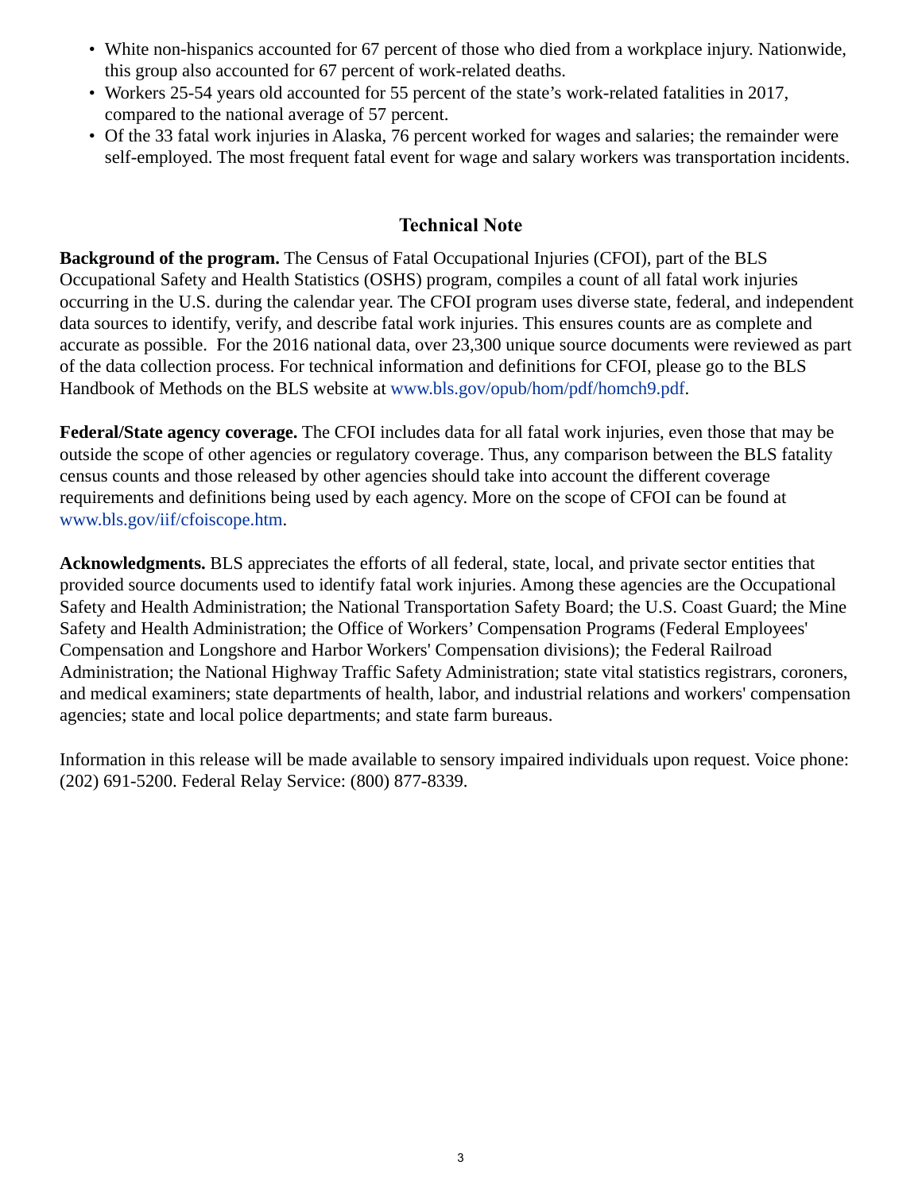- White non-hispanics accounted for 67 percent of those who died from a workplace injury. Nationwide, this group also accounted for 67 percent of work-related deaths.
- Workers 25-54 years old accounted for 55 percent of the state's work-related fatalities in 2017, compared to the national average of 57 percent.
- Of the 33 fatal work injuries in Alaska, 76 percent worked for wages and salaries; the remainder were self-employed. The most frequent fatal event for wage and salary workers was transportation incidents.

## Technical Note

**Background of the program.** The Census of Fatal Occupational Injuries (CFOI), part of the BLS Occupational Safety and Health Statistics (OSHS) program, compiles a count of all fatal work injuries occurring in the U.S. during the calendar year. The CFOI program uses diverse state, federal, and independent data sources to identify, verify, and describe fatal work injuries. This ensures counts are as complete and accurate as possible. For the 2016 national data, over 23,300 unique source documents were reviewed as part of the data collection process. For technical information and definitions for CFOI, please go to the BLS Handbook of Methods on the BLS website at www.bls.gov/opub/hom/pdf/homch9.pdf.

**Federal/State agency coverage.** The CFOI includes data for all fatal work injuries, even those that may be outside the scope of other agencies or regulatory coverage. Thus, any comparison between the BLS fatality census counts and those released by other agencies should take into account the different coverage requirements and definitions being used by each agency. More on the scope of CFOI can be found at www.bls.gov/iif/cfoiscope.htm.

**Acknowledgments.** BLS appreciates the efforts of all federal, state, local, and private sector entities that provided source documents used to identify fatal work injuries. Among these agencies are the Occupational Safety and Health Administration; the National Transportation Safety Board; the U.S. Coast Guard; the Mine Safety and Health Administration; the Office of Workers' Compensation Programs (Federal Employees' Compensation and Longshore and Harbor Workers' Compensation divisions); the Federal Railroad Administration; the National Highway Traffic Safety Administration; state vital statistics registrars, coroners, and medical examiners; state departments of health, labor, and industrial relations and workers' compensation agencies; state and local police departments; and state farm bureaus.

Information in this release will be made available to sensory impaired individuals upon request. Voice phone: (202) 691-5200. Federal Relay Service: (800) 877-8339.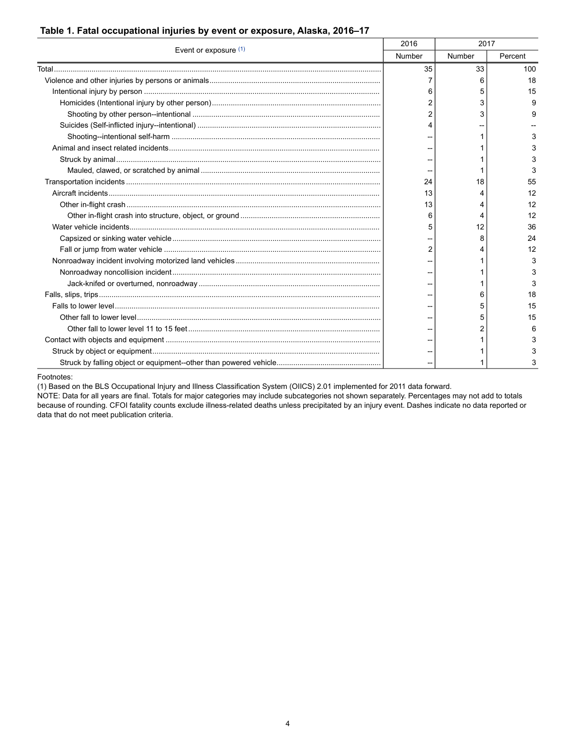**Table 1. Fatal occupational injuries by event or exposure, Alaska, 2016–17**

| Event or exposure (1) | 2016 | 2017 | |
|---|---|---|---|
| | Number | Number | Percent |
| Total | 35 | 33 | 100 |
| Violence and other injuries by persons or animals | 7 | 6 | 18 |
| Intentional injury by person | 6 | 5 | 15 |
| Homicides (Intentional injury by other person) | 2 | 3 | 9 |
| Shooting by other person--intentional | 2 | 3 | 9 |
| Suicides (Self-inflicted injury--intentional) | 4 | -- | -- |
| Shooting--intentional self-harm | -- | 1 | 3 |
| Animal and insect related incidents | -- | 1 | 3 |
| Struck by animal | -- | 1 | 3 |
| Mauled, clawed, or scratched by animal | -- | 1 | 3 |
| Transportation incidents | 24 | 18 | 55 |
| Aircraft incidents | 13 | 4 | 12 |
| Other in-flight crash | 13 | 4 | 12 |
| Other in-flight crash into structure, object, or ground | 6 | 4 | 12 |
| Water vehicle incidents | 5 | 12 | 36 |
| Capsized or sinking water vehicle | -- | 8 | 24 |
| Fall or jump from water vehicle | 2 | 4 | 12 |
| Nonroadway incident involving motorized land vehicles | -- | 1 | 3 |
| Nonroadway noncollision incident | -- | 1 | 3 |
| Jack-knifed or overturned, nonroadway | -- | 1 | 3 |
| Falls, slips, trips | -- | 6 | 18 |
| Falls to lower level | -- | 5 | 15 |
| Other fall to lower level | -- | 5 | 15 |
| Other fall to lower level 11 to 15 feet | -- | 2 | 6 |
| Contact with objects and equipment | -- | 1 | 3 |
| Struck by object or equipment | -- | 1 | 3 |
| Struck by falling object or equipment--other than powered vehicle | -- | 1 | 3 |

Footnotes:

(1) Based on the BLS Occupational Injury and Illness Classification System (OIICS) 2.01 implemented for 2011 data forward.

NOTE: Data for all years are final. Totals for major categories may include subcategories not shown separately. Percentages may not add to totals because of rounding. CFOI fatality counts exclude illness-related deaths unless precipitated by an injury event. Dashes indicate no data reported or data that do not meet publication criteria.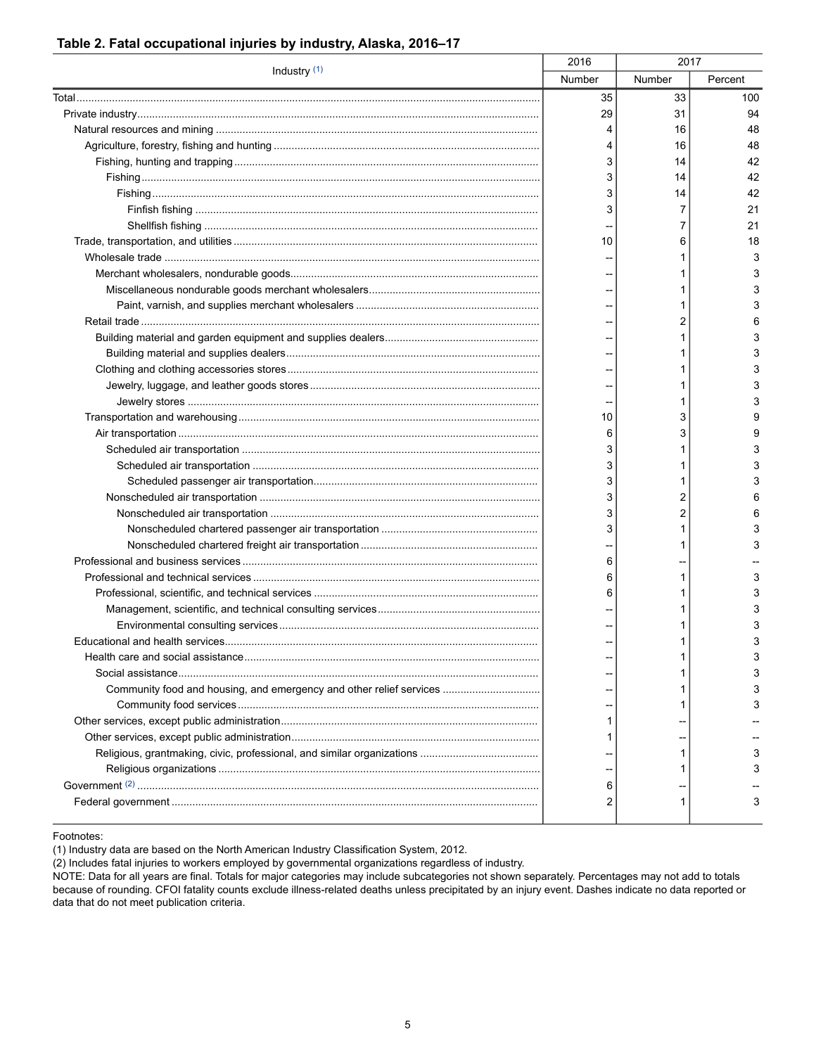**Table 2. Fatal occupational injuries by industry, Alaska, 2016–17**

| Industry [(1)] | 2016 | 2017 | |
|---|---|---|---|
| | Number | Number | Percent |
| Total | 35 | 33 | 100 |
| Private industry | 29 | 31 | 94 |
| Natural resources and mining | 4 | 16 | 48 |
| Agriculture, forestry, fishing and hunting | 4 | 16 | 48 |
| Fishing, hunting and trapping | 3 | 14 | 42 |
| Fishing | 3 | 14 | 42 |
| Fishing | 3 | 14 | 42 |
| Finfish fishing | 3 | 7 | 21 |
| Shellfish fishing | -- | 7 | 21 |
| Trade, transportation, and utilities | 10 | 6 | 18 |
| Wholesale trade | -- | 1 | 3 |
| Merchant wholesalers, nondurable goods | -- | 1 | 3 |
| Miscellaneous nondurable goods merchant wholesalers | -- | 1 | 3 |
| Paint, varnish, and supplies merchant wholesalers | -- | 1 | 3 |
| Retail trade | -- | 2 | 6 |
| Building material and garden equipment and supplies dealers | -- | 1 | 3 |
| Building material and supplies dealers | -- | 1 | 3 |
| Clothing and clothing accessories stores | -- | 1 | 3 |
| Jewelry, luggage, and leather goods stores | -- | 1 | 3 |
| Jewelry stores | -- | 1 | 3 |
| Transportation and warehousing | 10 | 3 | 9 |
| Air transportation | 6 | 3 | 9 |
| Scheduled air transportation | 3 | 1 | 3 |
| Scheduled air transportation | 3 | 1 | 3 |
| Scheduled passenger air transportation | 3 | 1 | 3 |
| Nonscheduled air transportation | 3 | 2 | 6 |
| Nonscheduled air transportation | 3 | 2 | 6 |
| Nonscheduled chartered passenger air transportation | 3 | 1 | 3 |
| Nonscheduled chartered freight air transportation | -- | 1 | 3 |
| Professional and business services | 6 | -- | -- |
| Professional and technical services | 6 | 1 | 3 |
| Professional, scientific, and technical services | 6 | 1 | 3 |
| Management, scientific, and technical consulting services | -- | 1 | 3 |
| Environmental consulting services | -- | 1 | 3 |
| Educational and health services | -- | 1 | 3 |
| Health care and social assistance | -- | 1 | 3 |
| Social assistance | -- | 1 | 3 |
| Community food and housing, and emergency and other relief services | -- | 1 | 3 |
| Community food services | -- | 1 | 3 |
| Other services, except public administration | 1 | -- | -- |
| Other services, except public administration | 1 | -- | -- |
| Religious, grantmaking, civic, professional, and similar organizations | -- | 1 | 3 |
| Religious organizations | -- | 1 | 3 |
| Government [(2)] | 6 | -- | -- |
| Federal government | 2 | 1 | 3 |

Footnotes:
(1) Industry data are based on the North American Industry Classification System, 2012.
(2) Includes fatal injuries to workers employed by governmental organizations regardless of industry.
NOTE: Data for all years are final. Totals for major categories may include subcategories not shown separately. Percentages may not add to totals because of rounding. CFOI fatality counts exclude illness-related deaths unless precipitated by an injury event. Dashes indicate no data reported or data that do not meet publication criteria.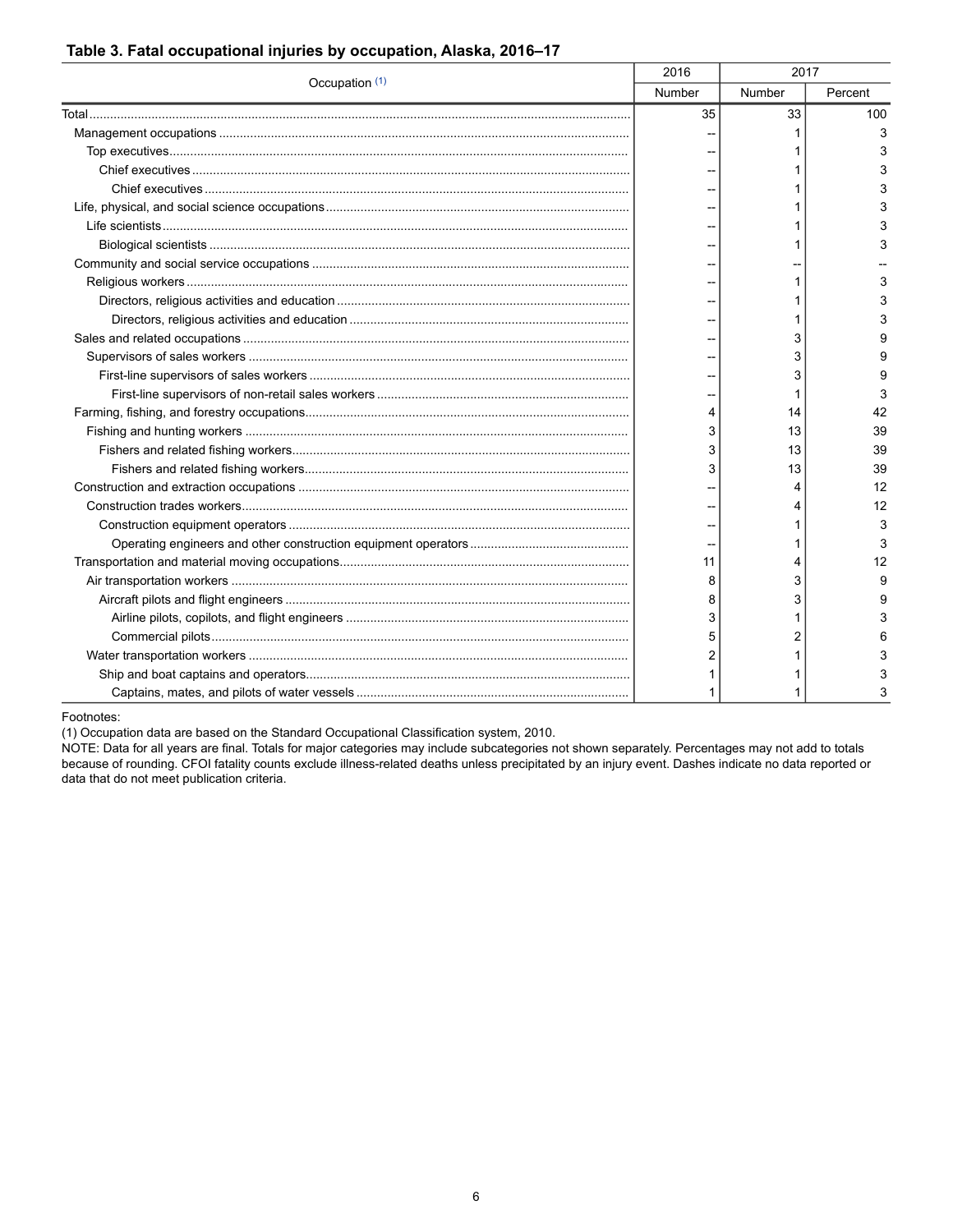**Table 3. Fatal occupational injuries by occupation, Alaska, 2016–17**

| Occupation (1) | 2016 | 2017 | |
|---|---|---|---|
| | Number | Number | Percent |
| Total | 35 | 33 | 100 |
| Management occupations | -- | 1 | 3 |
| Top executives | -- | 1 | 3 |
| Chief executives | -- | 1 | 3 |
| Chief executives | -- | 1 | 3 |
| Life, physical, and social science occupations | -- | 1 | 3 |
| Life scientists | -- | 1 | 3 |
| Biological scientists | -- | 1 | 3 |
| Community and social service occupations | -- | -- | -- |
| Religious workers | -- | 1 | 3 |
| Directors, religious activities and education | -- | 1 | 3 |
| Directors, religious activities and education | -- | 1 | 3 |
| Sales and related occupations | -- | 3 | 9 |
| Supervisors of sales workers | -- | 3 | 9 |
| First-line supervisors of sales workers | -- | 3 | 9 |
| First-line supervisors of non-retail sales workers | -- | 1 | 3 |
| Farming, fishing, and forestry occupations | 4 | 14 | 42 |
| Fishing and hunting workers | 3 | 13 | 39 |
| Fishers and related fishing workers | 3 | 13 | 39 |
| Fishers and related fishing workers | 3 | 13 | 39 |
| Construction and extraction occupations | -- | 4 | 12 |
| Construction trades workers | -- | 4 | 12 |
| Construction equipment operators | -- | 1 | 3 |
| Operating engineers and other construction equipment operators | -- | 1 | 3 |
| Transportation and material moving occupations | 11 | 4 | 12 |
| Air transportation workers | 8 | 3 | 9 |
| Aircraft pilots and flight engineers | 8 | 3 | 9 |
| Airline pilots, copilots, and flight engineers | 3 | 1 | 3 |
| Commercial pilots | 5 | 2 | 6 |
| Water transportation workers | 2 | 1 | 3 |
| Ship and boat captains and operators | 1 | 1 | 3 |
| Captains, mates, and pilots of water vessels | 1 | 1 | 3 |

Footnotes:

(1) Occupation data are based on the Standard Occupational Classification system, 2010.

NOTE: Data for all years are final. Totals for major categories may include subcategories not shown separately. Percentages may not add to totals because of rounding. CFOI fatality counts exclude illness-related deaths unless precipitated by an injury event. Dashes indicate no data reported or data that do not meet publication criteria.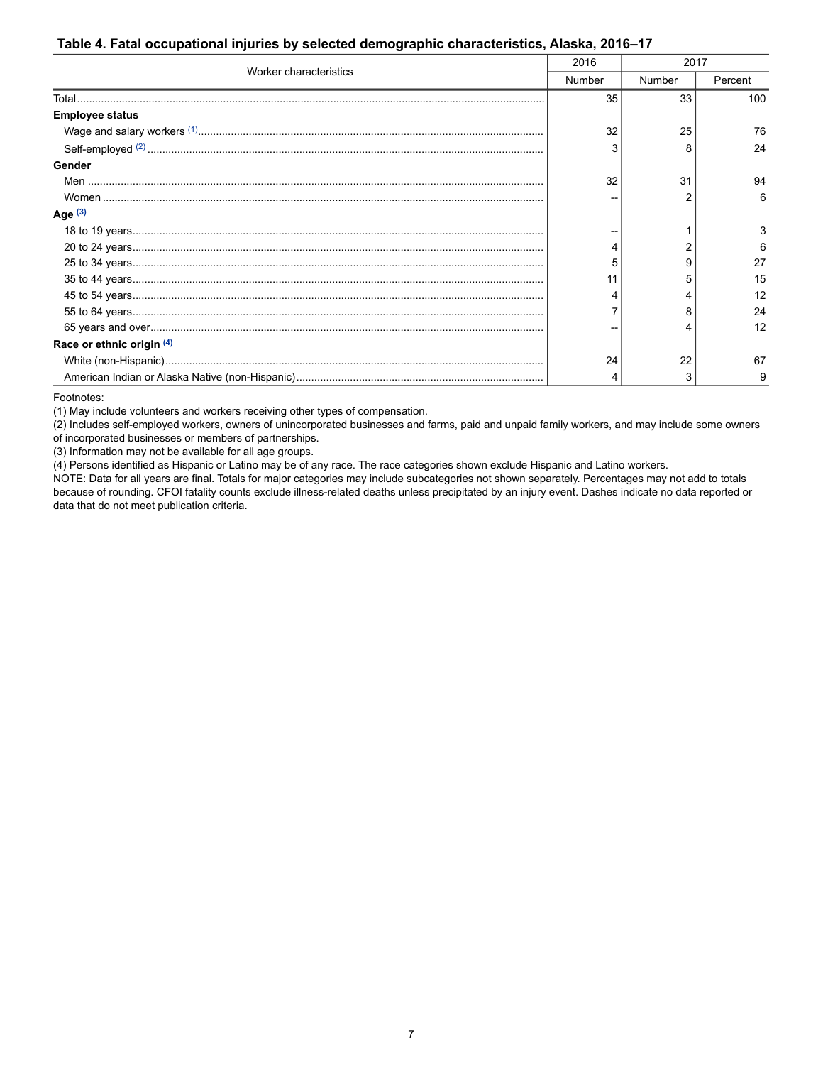**Table 4. Fatal occupational injuries by selected demographic characteristics, Alaska, 2016–17**

| Worker characteristics | 2016 | 2017 | |
|---|---|---|---|
| | Number | Number | Percent |
| Total | 35 | 33 | 100 |
| **Employee status** | | | |
| Wage and salary workers (1) | 32 | 25 | 76 |
| Self-employed (2) | 3 | 8 | 24 |
| **Gender** | | | |
| Men | 32 | 31 | 94 |
| Women | -- | 2 | 6 |
| **Age (3)** | | | |
| 18 to 19 years | -- | 1 | 3 |
| 20 to 24 years | 4 | 2 | 6 |
| 25 to 34 years | 5 | 9 | 27 |
| 35 to 44 years | 11 | 5 | 15 |
| 45 to 54 years | 4 | 4 | 12 |
| 55 to 64 years | 7 | 8 | 24 |
| 65 years and over | -- | 4 | 12 |
| **Race or ethnic origin (4)** | | | |
| White (non-Hispanic) | 24 | 22 | 67 |
| American Indian or Alaska Native (non-Hispanic) | 4 | 3 | 9 |

Footnotes:
(1) May include volunteers and workers receiving other types of compensation.
(2) Includes self-employed workers, owners of unincorporated businesses and farms, paid and unpaid family workers, and may include some owners of incorporated businesses or members of partnerships.
(3) Information may not be available for all age groups.
(4) Persons identified as Hispanic or Latino may be of any race. The race categories shown exclude Hispanic and Latino workers.
NOTE: Data for all years are final. Totals for major categories may include subcategories not shown separately. Percentages may not add to totals because of rounding. CFOI fatality counts exclude illness-related deaths unless precipitated by an injury event. Dashes indicate no data reported or data that do not meet publication criteria.